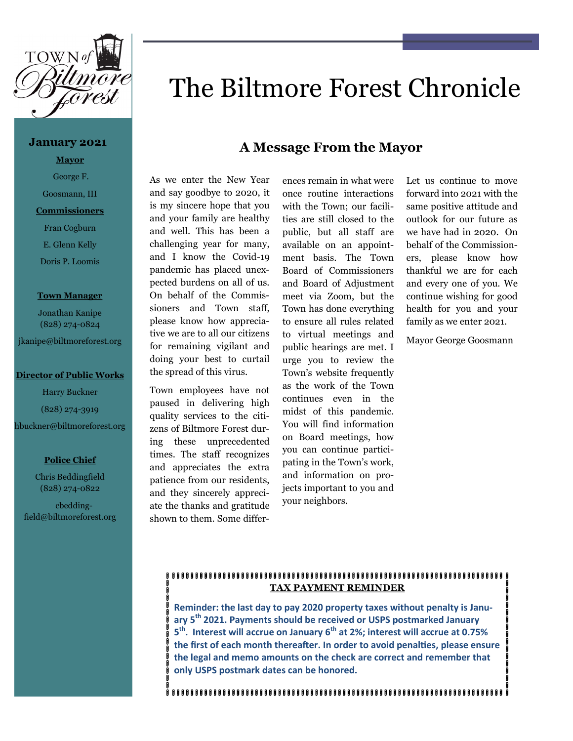# The Biltmore Forest Chronicle

**January 2021**

**Mayor**

George F. Goosmann, III

**Commissioners**

Fran Cogburn

E. Glenn Kelly

Doris P. Loomis

**Town Manager**

Jonathan Kanipe
(828) 274-0824

jkanipe@biltmoreforest.org

**Director of Public Works**

Harry Buckner

(828) 274-3919

hbuckner@biltmoreforest.org

**Police Chief**

Chris Beddingfield
(828) 274-0822

cbeddingfield@biltmoreforest.org

## A Message From the Mayor

As we enter the New Year and say goodbye to 2020, it is my sincere hope that you and your family are healthy and well. This has been a challenging year for many, and I know the Covid-19 pandemic has placed unexpected burdens on all of us. On behalf of the Commissioners and Town staff, please know how appreciative we are to all our citizens for remaining vigilant and doing your best to curtail the spread of this virus.

Town employees have not paused in delivering high quality services to the citizens of Biltmore Forest during these unprecedented times. The staff recognizes and appreciates the extra patience from our residents, and they sincerely appreciate the thanks and gratitude shown to them. Some differences remain in what were once routine interactions with the Town; our facilities are still closed to the public, but all staff are available on an appointment basis. The Town Board of Commissioners and Board of Adjustment meet via Zoom, but the Town has done everything to ensure all rules related to virtual meetings and public hearings are met. I urge you to review the Town's website frequently as the work of the Town continues even in the midst of this pandemic. You will find information on Board meetings, how you can continue participating in the Town's work, and information on projects important to you and your neighbors.

Let us continue to move forward into 2021 with the same positive attitude and outlook for our future as we have had in 2020. On behalf of the Commissioners, please know how thankful we are for each and every one of you. We continue wishing for good health for you and your family as we enter 2021.

Mayor George Goosmann

**TAX PAYMENT REMINDER**

**Reminder: the last day to pay 2020 property taxes without penalty is January 5th 2021. Payments should be received or USPS postmarked January 5th. Interest will accrue on January 6th at 2%; interest will accrue at 0.75% the first of each month thereafter. In order to avoid penalties, please ensure the legal and memo amounts on the check are correct and remember that only USPS postmark dates can be honored.**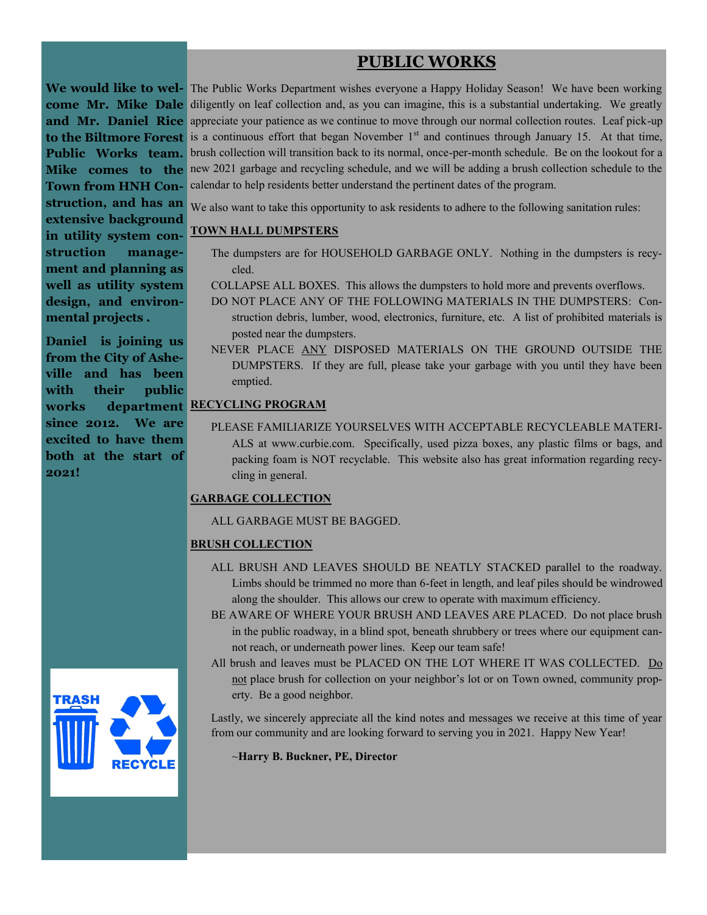**We would like to welcome Mr. Mike Dale and Mr. Daniel Rice to the Biltmore Forest Public Works team. Mike comes to the Town from HNH Construction, and has an extensive background in utility system construction management and planning as well as utility system design, and environmental projects .**

**Daniel is joining us from the City of Asheville and has been with their public works department since 2012. We are excited to have them both at the start of 2021!**

# PUBLIC WORKS

The Public Works Department wishes everyone a Happy Holiday Season! We have been working diligently on leaf collection and, as you can imagine, this is a substantial undertaking. We greatly appreciate your patience as we continue to move through our normal collection routes. Leaf pick-up is a continuous effort that began November 1st and continues through January 15. At that time, brush collection will transition back to its normal, once-per-month schedule. Be on the lookout for a new 2021 garbage and recycling schedule, and we will be adding a brush collection schedule to the calendar to help residents better understand the pertinent dates of the program.

We also want to take this opportunity to ask residents to adhere to the following sanitation rules:

**TOWN HALL DUMPSTERS**

The dumpsters are for HOUSEHOLD GARBAGE ONLY. Nothing in the dumpsters is recycled.

COLLAPSE ALL BOXES. This allows the dumpsters to hold more and prevents overflows.

DO NOT PLACE ANY OF THE FOLLOWING MATERIALS IN THE DUMPSTERS: Construction debris, lumber, wood, electronics, furniture, etc. A list of prohibited materials is posted near the dumpsters.

NEVER PLACE ANY DISPOSED MATERIALS ON THE GROUND OUTSIDE THE DUMPSTERS. If they are full, please take your garbage with you until they have been emptied.

**RECYCLING PROGRAM**

PLEASE FAMILIARIZE YOURSELVES WITH ACCEPTABLE RECYCLEABLE MATERIALS at www.curbie.com. Specifically, used pizza boxes, any plastic films or bags, and packing foam is NOT recyclable. This website also has great information regarding recycling in general.

**GARBAGE COLLECTION**

ALL GARBAGE MUST BE BAGGED.

**BRUSH COLLECTION**

ALL BRUSH AND LEAVES SHOULD BE NEATLY STACKED parallel to the roadway. Limbs should be trimmed no more than 6-feet in length, and leaf piles should be windrowed along the shoulder. This allows our crew to operate with maximum efficiency.

BE AWARE OF WHERE YOUR BRUSH AND LEAVES ARE PLACED. Do not place brush in the public roadway, in a blind spot, beneath shrubbery or trees where our equipment cannot reach, or underneath power lines. Keep our team safe!

All brush and leaves must be PLACED ON THE LOT WHERE IT WAS COLLECTED. Do not place brush for collection on your neighbor's lot or on Town owned, community property. Be a good neighbor.

Lastly, we sincerely appreciate all the kind notes and messages we receive at this time of year from our community and are looking forward to serving you in 2021. Happy New Year!

~**Harry B. Buckner, PE, Director**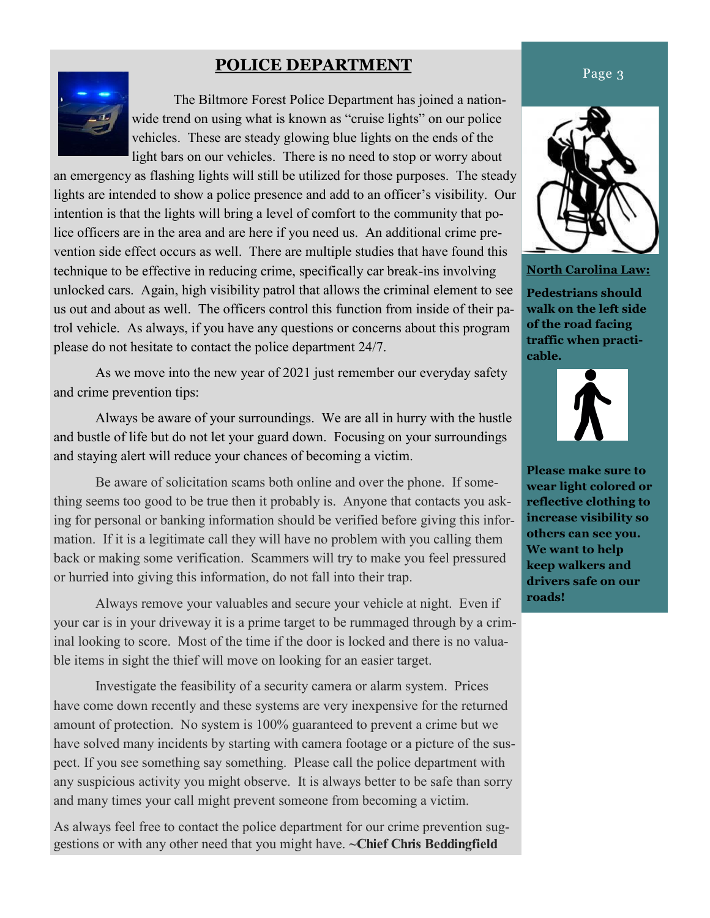## POLICE DEPARTMENT

The Biltmore Forest Police Department has joined a nationwide trend on using what is known as "cruise lights" on our police vehicles. These are steady glowing blue lights on the ends of the light bars on our vehicles. There is no need to stop or worry about an emergency as flashing lights will still be utilized for those purposes. The steady lights are intended to show a police presence and add to an officer's visibility. Our intention is that the lights will bring a level of comfort to the community that police officers are in the area and are here if you need us. An additional crime prevention side effect occurs as well. There are multiple studies that have found this technique to be effective in reducing crime, specifically car break-ins involving unlocked cars. Again, high visibility patrol that allows the criminal element to see us out and about as well. The officers control this function from inside of their patrol vehicle. As always, if you have any questions or concerns about this program please do not hesitate to contact the police department 24/7.

As we move into the new year of 2021 just remember our everyday safety and crime prevention tips:

Always be aware of your surroundings. We are all in hurry with the hustle and bustle of life but do not let your guard down. Focusing on your surroundings and staying alert will reduce your chances of becoming a victim.

Be aware of solicitation scams both online and over the phone. If something seems too good to be true then it probably is. Anyone that contacts you asking for personal or banking information should be verified before giving this information. If it is a legitimate call they will have no problem with you calling them back or making some verification. Scammers will try to make you feel pressured or hurried into giving this information, do not fall into their trap.

Always remove your valuables and secure your vehicle at night. Even if your car is in your driveway it is a prime target to be rummaged through by a criminal looking to score. Most of the time if the door is locked and there is no valuable items in sight the thief will move on looking for an easier target.

Investigate the feasibility of a security camera or alarm system. Prices have come down recently and these systems are very inexpensive for the returned amount of protection. No system is 100% guaranteed to prevent a crime but we have solved many incidents by starting with camera footage or a picture of the suspect. If you see something say something. Please call the police department with any suspicious activity you might observe. It is always better to be safe than sorry and many times your call might prevent someone from becoming a victim.

As always feel free to contact the police department for our crime prevention suggestions or with any other need that you might have. **~Chief Chris Beddingfield**

**North Carolina Law:**

**Pedestrians should walk on the left side of the road facing traffic when practicable.**

**Please make sure to wear light colored or reflective clothing to increase visibility so others can see you. We want to help keep walkers and drivers safe on our roads!**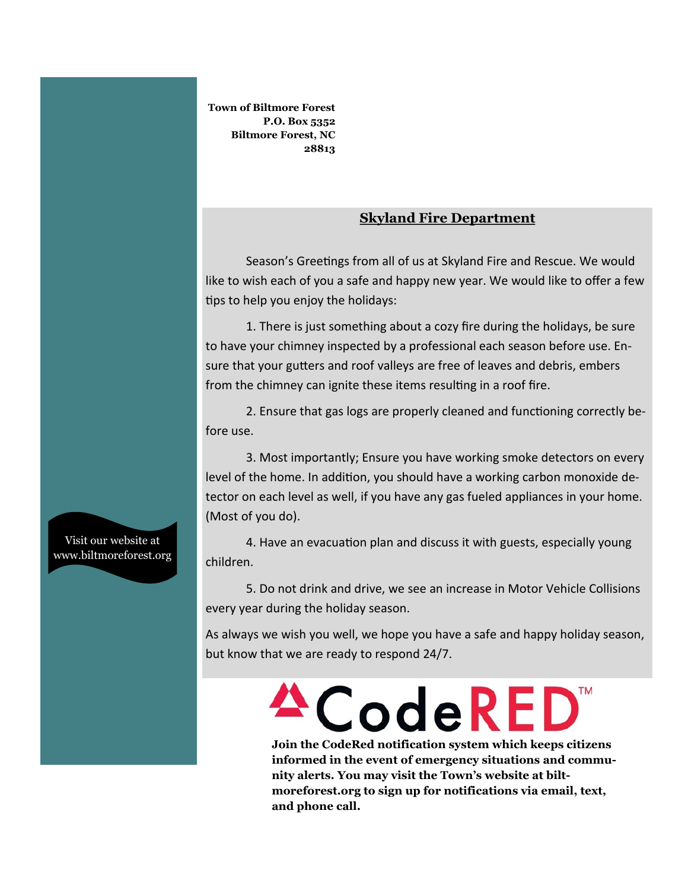**Town of Biltmore Forest**
**P.O. Box 5352**
**Biltmore Forest, NC**
**28813**

Visit our website at www.biltmoreforest.org

## Skyland Fire Department

Season's Greetings from all of us at Skyland Fire and Rescue. We would like to wish each of you a safe and happy new year. We would like to offer a few tips to help you enjoy the holidays:

1. There is just something about a cozy fire during the holidays, be sure to have your chimney inspected by a professional each season before use. Ensure that your gutters and roof valleys are free of leaves and debris, embers from the chimney can ignite these items resulting in a roof fire.

2. Ensure that gas logs are properly cleaned and functioning correctly before use.

3. Most importantly; Ensure you have working smoke detectors on every level of the home. In addition, you should have a working carbon monoxide detector on each level as well, if you have any gas fueled appliances in your home. (Most of you do).

4. Have an evacuation plan and discuss it with guests, especially young children.

5. Do not drink and drive, we see an increase in Motor Vehicle Collisions every year during the holiday season.

As always we wish you well, we hope you have a safe and happy holiday season, but know that we are ready to respond 24/7.

CodeRED™

**Join the CodeRed notification system which keeps citizens informed in the event of emergency situations and community alerts. You may visit the Town's website at biltmoreforest.org to sign up for notifications via email, text, and phone call.**